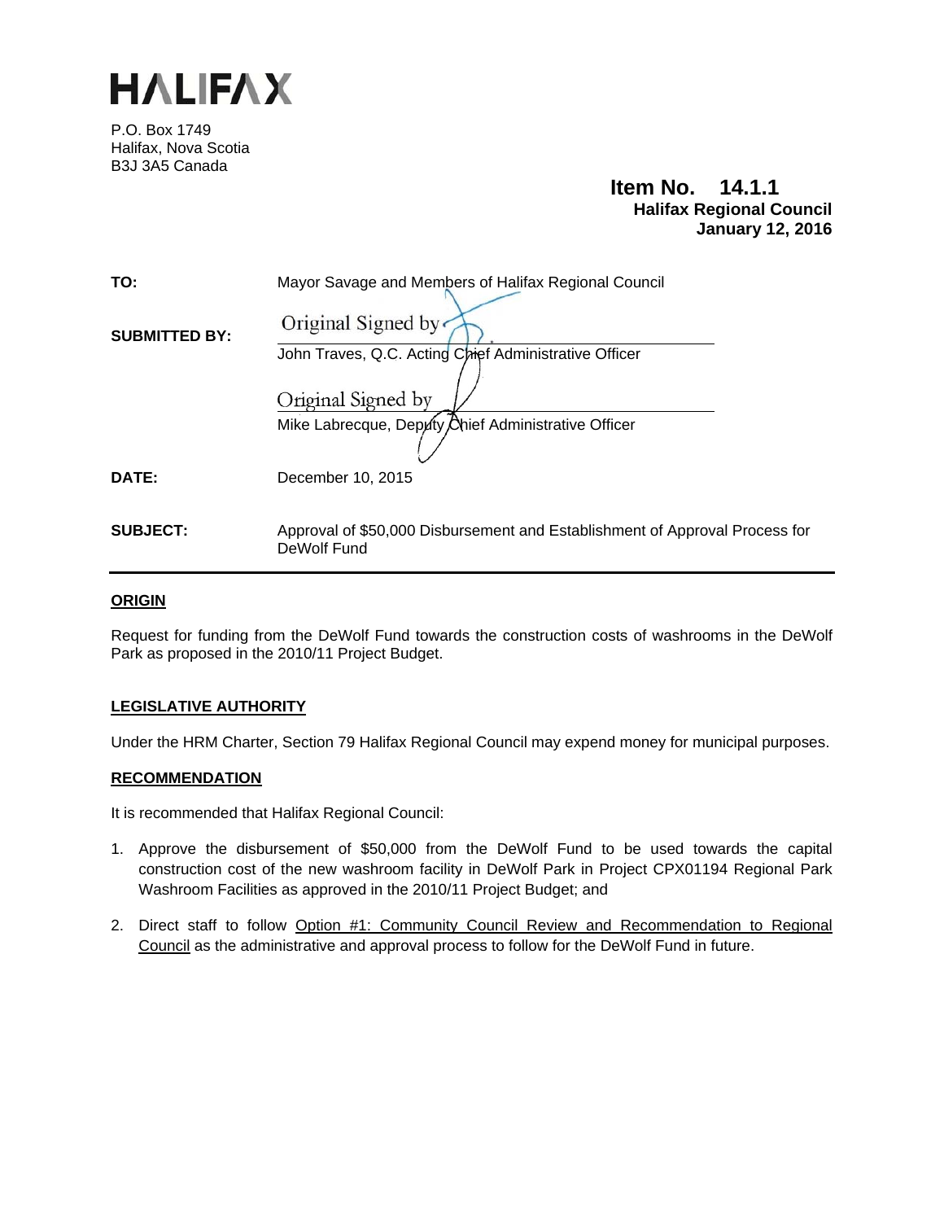# HALIFAX

P.O. Box 1749
Halifax, Nova Scotia
B3J 3A5 Canada

**Item No. 14.1.1**
**Halifax Regional Council**
**January 12, 2016**

**TO:** Mayor Savage and Members of Halifax Regional Council

**SUBMITTED BY:**
Original Signed by
John Traves, Q.C. Acting Chief Administrative Officer

Original Signed by
Mike Labrecque, Deputy Chief Administrative Officer

**DATE:** December 10, 2015

**SUBJECT:** Approval of $50,000 Disbursement and Establishment of Approval Process for DeWolf Fund

## ORIGIN

Request for funding from the DeWolf Fund towards the construction costs of washrooms in the DeWolf Park as proposed in the 2010/11 Project Budget.

## LEGISLATIVE AUTHORITY

Under the HRM Charter, Section 79 Halifax Regional Council may expend money for municipal purposes.

## RECOMMENDATION

It is recommended that Halifax Regional Council:

1. Approve the disbursement of $50,000 from the DeWolf Fund to be used towards the capital construction cost of the new washroom facility in DeWolf Park in Project CPX01194 Regional Park Washroom Facilities as approved in the 2010/11 Project Budget; and

2. Direct staff to follow Option #1: Community Council Review and Recommendation to Regional Council as the administrative and approval process to follow for the DeWolf Fund in future.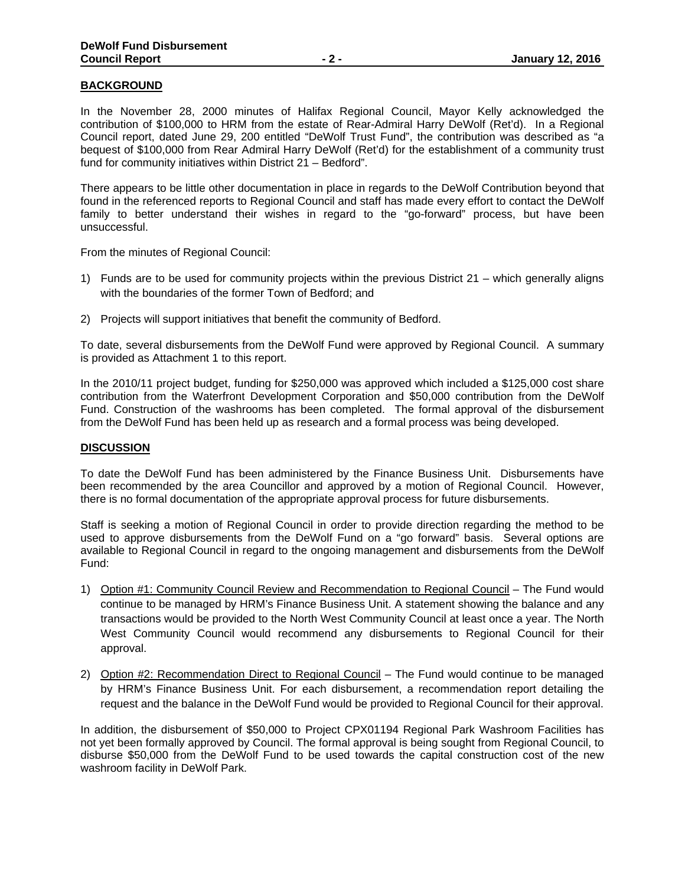**BACKGROUND**

In the November 28, 2000 minutes of Halifax Regional Council, Mayor Kelly acknowledged the contribution of $100,000 to HRM from the estate of Rear-Admiral Harry DeWolf (Ret'd). In a Regional Council report, dated June 29, 200 entitled "DeWolf Trust Fund", the contribution was described as "a bequest of $100,000 from Rear Admiral Harry DeWolf (Ret'd) for the establishment of a community trust fund for community initiatives within District 21 – Bedford".

There appears to be little other documentation in place in regards to the DeWolf Contribution beyond that found in the referenced reports to Regional Council and staff has made every effort to contact the DeWolf family to better understand their wishes in regard to the "go-forward" process, but have been unsuccessful.

From the minutes of Regional Council:

1) Funds are to be used for community projects within the previous District 21 – which generally aligns with the boundaries of the former Town of Bedford; and

2) Projects will support initiatives that benefit the community of Bedford.

To date, several disbursements from the DeWolf Fund were approved by Regional Council. A summary is provided as Attachment 1 to this report.

In the 2010/11 project budget, funding for $250,000 was approved which included a $125,000 cost share contribution from the Waterfront Development Corporation and $50,000 contribution from the DeWolf Fund. Construction of the washrooms has been completed. The formal approval of the disbursement from the DeWolf Fund has been held up as research and a formal process was being developed.

**DISCUSSION**

To date the DeWolf Fund has been administered by the Finance Business Unit. Disbursements have been recommended by the area Councillor and approved by a motion of Regional Council. However, there is no formal documentation of the appropriate approval process for future disbursements.

Staff is seeking a motion of Regional Council in order to provide direction regarding the method to be used to approve disbursements from the DeWolf Fund on a "go forward" basis. Several options are available to Regional Council in regard to the ongoing management and disbursements from the DeWolf Fund:

1) Option #1: Community Council Review and Recommendation to Regional Council – The Fund would continue to be managed by HRM's Finance Business Unit. A statement showing the balance and any transactions would be provided to the North West Community Council at least once a year. The North West Community Council would recommend any disbursements to Regional Council for their approval.

2) Option #2: Recommendation Direct to Regional Council – The Fund would continue to be managed by HRM's Finance Business Unit. For each disbursement, a recommendation report detailing the request and the balance in the DeWolf Fund would be provided to Regional Council for their approval.

In addition, the disbursement of $50,000 to Project CPX01194 Regional Park Washroom Facilities has not yet been formally approved by Council. The formal approval is being sought from Regional Council, to disburse $50,000 from the DeWolf Fund to be used towards the capital construction cost of the new washroom facility in DeWolf Park.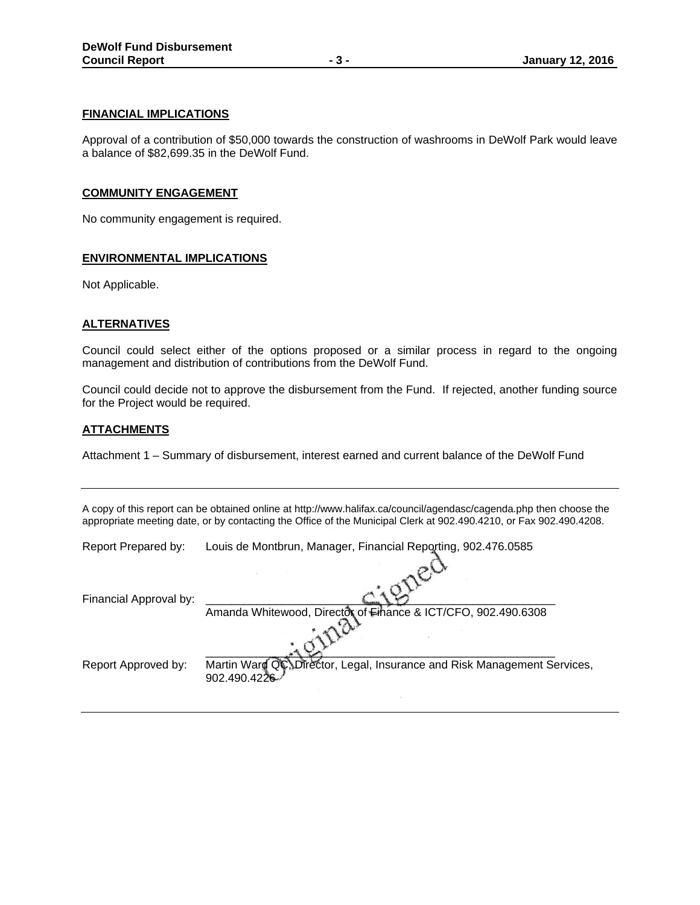## FINANCIAL IMPLICATIONS

Approval of a contribution of $50,000 towards the construction of washrooms in DeWolf Park would leave a balance of $82,699.35 in the DeWolf Fund.

## COMMUNITY ENGAGEMENT

No community engagement is required.

## ENVIRONMENTAL IMPLICATIONS

Not Applicable.

## ALTERNATIVES

Council could select either of the options proposed or a similar process in regard to the ongoing management and distribution of contributions from the DeWolf Fund.

Council could decide not to approve the disbursement from the Fund. If rejected, another funding source for the Project would be required.

## ATTACHMENTS

Attachment 1 – Summary of disbursement, interest earned and current balance of the DeWolf Fund

---

A copy of this report can be obtained online at http://www.halifax.ca/council/agendasc/cagenda.php then choose the appropriate meeting date, or by contacting the Office of the Municipal Clerk at 902.490.4210, or Fax 902.490.4208.

Report Prepared by: Louis de Montbrun, Manager, Financial Reporting, 902.476.0585

Original Signed

Financial Approval by: ______________________________________________
Amanda Whitewood, Director of Finance & ICT/CFO, 902.490.6308

Report Approved by: ______________________________________________
Martin Ward QC, Director, Legal, Insurance and Risk Management Services, 902.490.4226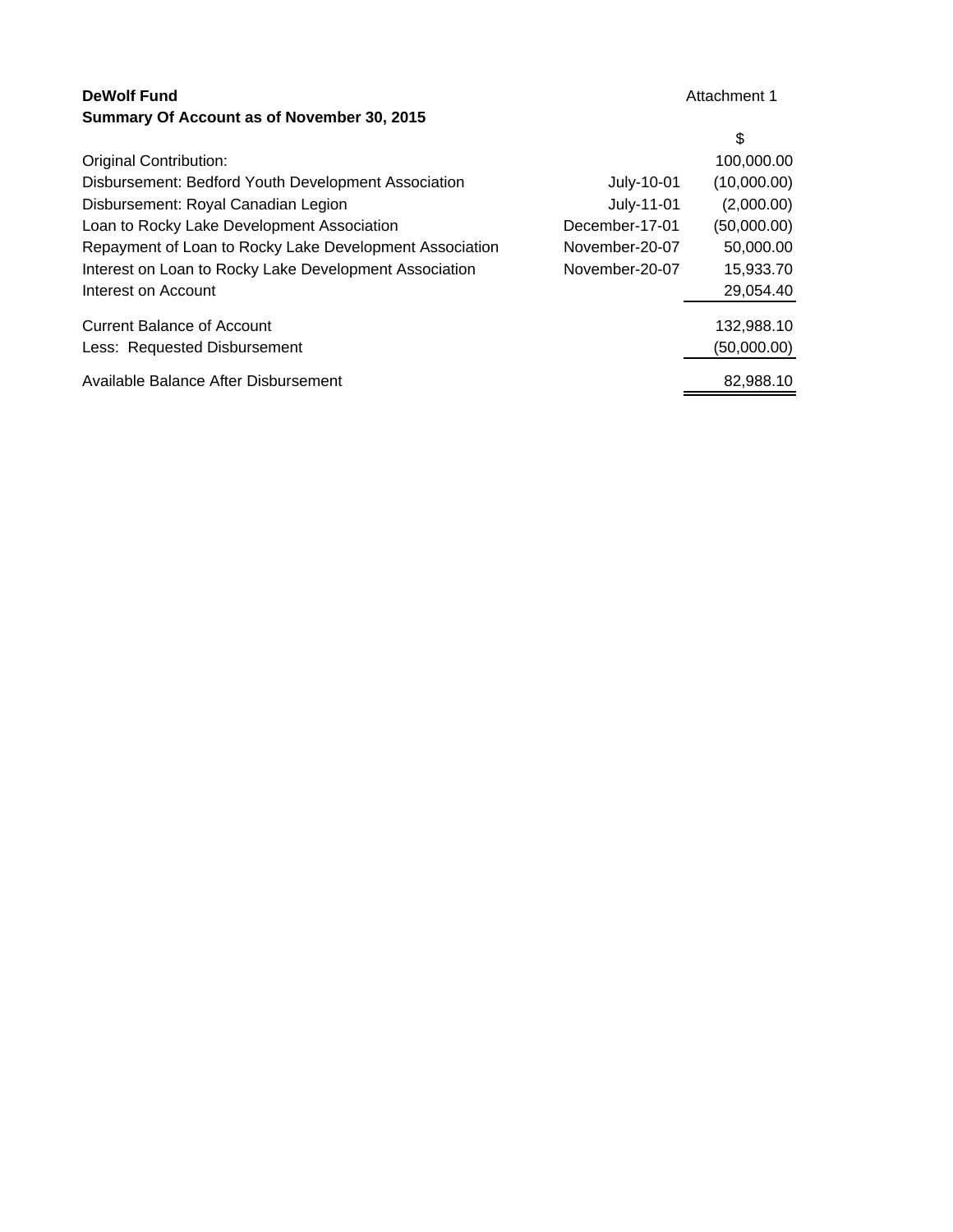**DeWolf Fund**
**Summary Of Account as of November 30, 2015**

Attachment 1

| | | |
|---|---|---|
| | | $ |
| Original Contribution: | | 100,000.00 |
| Disbursement: Bedford Youth Development Association | July-10-01 | (10,000.00) |
| Disbursement: Royal Canadian Legion | July-11-01 | (2,000.00) |
| Loan to Rocky Lake Development Association | December-17-01 | (50,000.00) |
| Repayment of Loan to Rocky Lake Development Association | November-20-07 | 50,000.00 |
| Interest on Loan to Rocky Lake Development Association | November-20-07 | 15,933.70 |
| Interest on Account | | 29,054.40 |
| Current Balance of Account | | 132,988.10 |
| Less: Requested Disbursement | | (50,000.00) |
| Available Balance After Disbursement | | 82,988.10 |